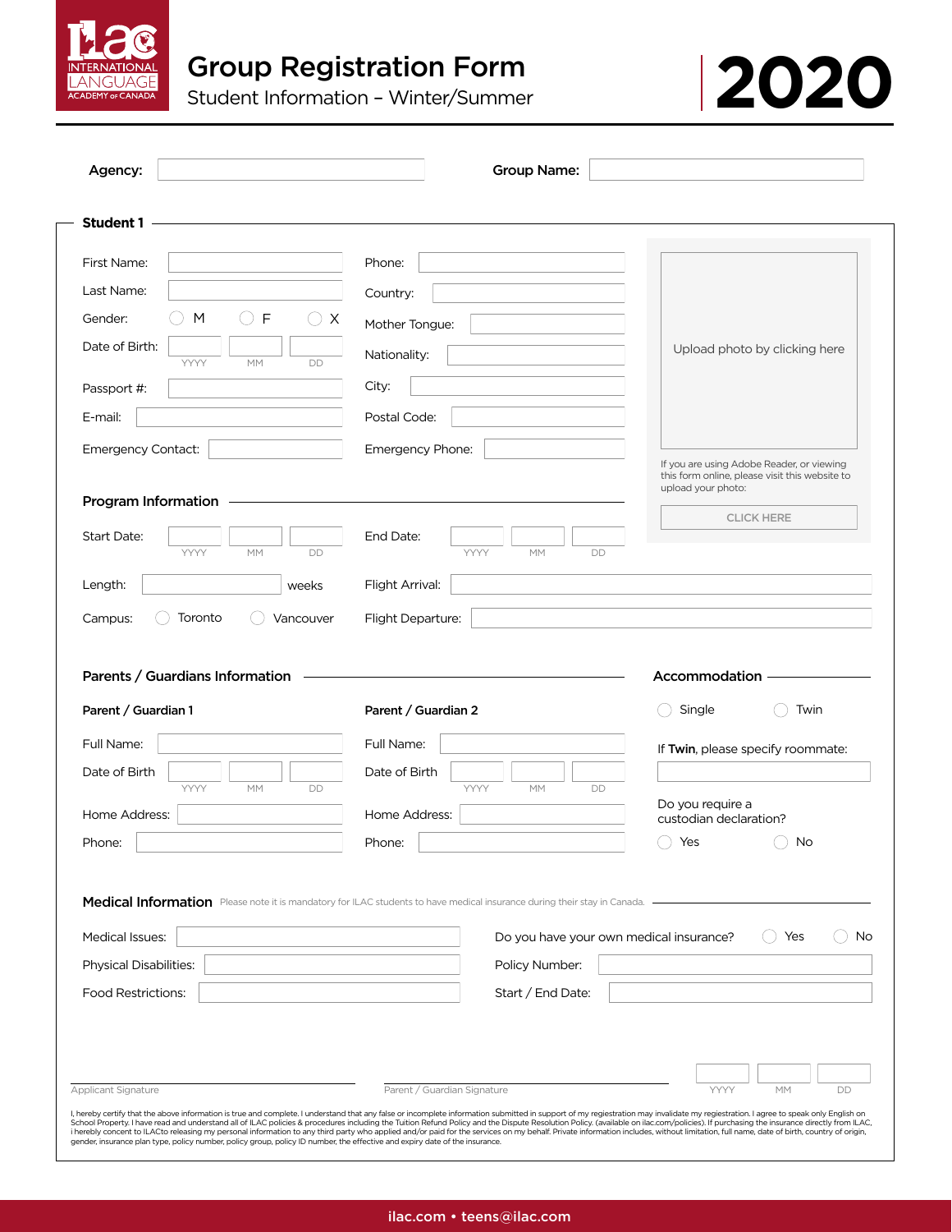# Group Registration Form

Student Information – Winter/Summer

**2020**

**Agency:** ____________ **Group Name:** ____________

## Student 1

First Name: ____________

Last Name: ____________

Gender: ◯ M ◯ F ◯ X

Date of Birth: YYYY MM DD

Passport #: ____________

E-mail: ____________

Emergency Contact: ____________

Phone: ____________

Country: ____________

Mother Tongue: ____________

Nationality: ____________

City: ____________

Postal Code: ____________

Emergency Phone: ____________

Upload photo by clicking here

If you are using Adobe Reader, or viewing this form online, please visit this website to upload your photo:

CLICK HERE

### Program Information

Start Date: YYYY MM DD

End Date: YYYY MM DD

Length: ____________ weeks

Flight Arrival: ____________

Campus: ◯ Toronto ◯ Vancouver

Flight Departure: ____________

### Parents / Guardians Information

**Parent / Guardian 1**

Full Name: ____________

Date of Birth YYYY MM DD

Home Address: ____________

Phone: ____________

**Parent / Guardian 2**

Full Name: ____________

Date of Birth YYYY MM DD

Home Address: ____________

Phone: ____________

### Accommodation

◯ Single ◯ Twin

If **Twin**, please specify roommate: ____________

Do you require a custodian declaration?

◯ Yes ◯ No

### Medical Information

Please note it is mandatory for ILAC students to have medical insurance during their stay in Canada.

Medical Issues: ____________

Physical Disabilities: ____________

Food Restrictions: ____________

Do you have your own medical insurance? ◯ Yes ◯ No

Policy Number: ____________

Start / End Date: ____________

Applicant Signature

Parent / Guardian Signature

YYYY MM DD

I, hereby certify that the above information is true and complete. I understand that any false or incomplete information submitted in support of my registration may invalidate my registration. I agree to speak only English on School Property. I have read and understand all of ILAC policies & procedures including the Tuition Refund Policy and the Dispute Resolution Policy. (available on ilac.com/policies). If purchasing the insurance directly from ILAC, i hereby concent to ILACto releasing my personal information to any third party who applied and/or paid for the services on my behalf. Private information includes, without limitation, full name, date of birth, country of origin, gender, insurance plan type, policy number, policy group, policy ID number, the effective and expiry date of the insurance.

ilac.com • teens@ilac.com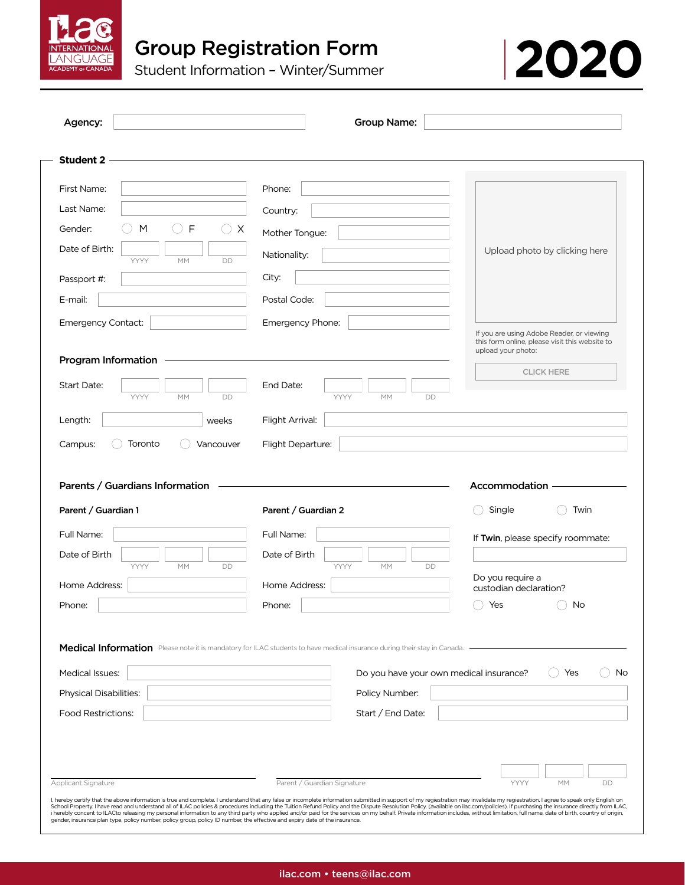# Group Registration Form

Student Information – Winter/Summer

# 2020

Agency: 

Group Name: 

## Student 2

First Name: 

Last Name: 

Gender: ○ M ○ F ○ X

Date of Birth: YYYY MM DD

Passport #: 

E-mail: 

Emergency Contact: 

Phone: 

Country: 

Mother Tongue: 

Nationality: 

City: 

Postal Code: 

Emergency Phone: 

Upload photo by clicking here

If you are using Adobe Reader, or viewing this form online, please visit this website to upload your photo:

CLICK HERE

### Program Information

Start Date: YYYY MM DD

End Date: YYYY MM DD

Length: weeks

Flight Arrival: 

Campus: ○ Toronto ○ Vancouver

Flight Departure: 

### Parents / Guardians Information

**Parent / Guardian 1**

Full Name: 

Date of Birth YYYY MM DD

Home Address: 

Phone: 

**Parent / Guardian 2**

Full Name: 

Date of Birth YYYY MM DD

Home Address: 

Phone: 

### Accommodation

○ Single ○ Twin

If **Twin**, please specify roommate:

Do you require a custodian declaration?

○ Yes ○ No

### Medical Information

Please note it is mandatory for ILAC students to have medical insurance during their stay in Canada.

Medical Issues: 

Physical Disabilities: 

Food Restrictions: 

Do you have your own medical insurance? ○ Yes ○ No

Policy Number: 

Start / End Date: 

Applicant Signature

Parent / Guardian Signature

YYYY MM DD

I, hereby certify that the above information is true and complete. I understand that any false or incomplete information submitted in support of my registration may invalidate my registration. I agree to speak only English on School Property. I have read and understand all of ILAC policies & procedures including the Tuition Refund Policy and the Dispute Resolution Policy. (available on ilac.com/policies). If purchasing the insurance directly from ILAC, i hereby concent to ILACto releasing my personal information to any third party who applied and/or paid for the services on my behalf. Private information includes, without limitation, full name, date of birth, country of origin, gender, insurance plan type, policy number, policy group, policy ID number, the effective and expiry date of the insurance.

ilac.com • teens@ilac.com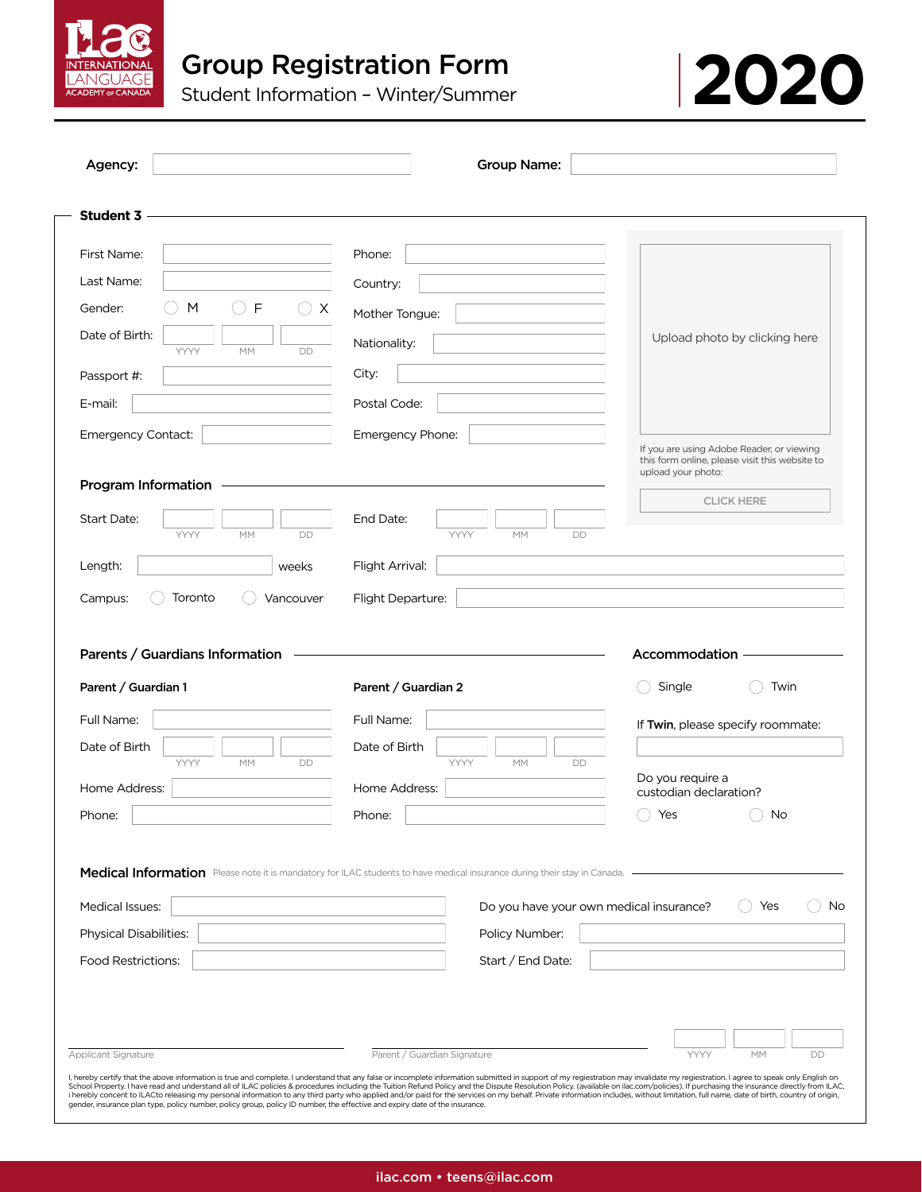# Group Registration Form

Student Information – Winter/Summer

**2020**

**Agency:** ____________ **Group Name:** ____________

## Student 3

First Name: ____________

Last Name: ____________

Gender: ○ M ○ F ○ X

Date of Birth: YYYY MM DD

Passport #: ____________

E-mail: ____________

Emergency Contact: ____________

Phone: ____________

Country: ____________

Mother Tongue: ____________

Nationality: ____________

City: ____________

Postal Code: ____________

Emergency Phone: ____________

Upload photo by clicking here

If you are using Adobe Reader, or viewing this form online, please visit this website to upload your photo:

CLICK HERE

### Program Information

Start Date: YYYY MM DD

End Date: YYYY MM DD

Length: ____________ weeks

Flight Arrival: ____________

Campus: ○ Toronto ○ Vancouver

Flight Departure: ____________

### Parents / Guardians Information

**Parent / Guardian 1**

Full Name: ____________

Date of Birth: YYYY MM DD

Home Address: ____________

Phone: ____________

**Parent / Guardian 2**

Full Name: ____________

Date of Birth: YYYY MM DD

Home Address: ____________

Phone: ____________

### Accommodation

○ Single ○ Twin

If **Twin**, please specify roommate: ____________

Do you require a custodian declaration?

○ Yes ○ No

### Medical Information

Please note it is mandatory for ILAC students to have medical insurance during their stay in Canada.

Medical Issues: ____________

Physical Disabilities: ____________

Food Restrictions: ____________

Do you have your own medical insurance? ○ Yes ○ No

Policy Number: ____________

Start / End Date: ____________

Applicant Signature ____________ Parent / Guardian Signature ____________ YYYY MM DD

I, hereby certify that the above information is true and complete. I understand that any false or incomplete information submitted in support of my registration may invalidate my registration. I agree to speak only English on School Property. I have read and understand all of ILAC policies & procedures including the Tuition Refund Policy and the Dispute Resolution Policy. (available on ilac.com/policies). If purchasing the insurance directly from ILAC, i hereby concent to ILACto releasing my personal information to any third party who applied and/or paid for the services on my behalf. Private information includes, without limitation, full name, date of birth, country of origin, gender, insurance plan type, policy number, policy group, policy ID number, the effective and expiry date of the insurance.

ilac.com • teens@ilac.com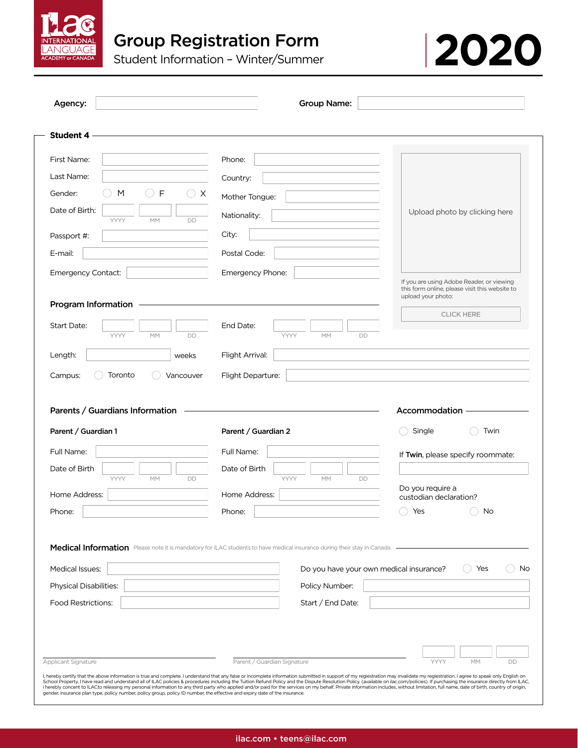ILAC INTERNATIONAL LANGUAGE ACADEMY of CANADA

# Group Registration Form

Student Information – Winter/Summer

**2020**

**Agency:** 

**Group Name:** 

## Student 4

First Name: 

Last Name: 

Gender: ◯ M ◯ F ◯ X

Date of Birth: YYYY MM DD

Passport #: 

E-mail: 

Emergency Contact: 

Phone: 

Country: 

Mother Tongue: 

Nationality: 

City: 

Postal Code: 

Emergency Phone: 

Upload photo by clicking here

If you are using Adobe Reader, or viewing this form online, please visit this website to upload your photo:

CLICK HERE

### Program Information

Start Date: YYYY MM DD

End Date: YYYY MM DD

Length: weeks

Flight Arrival: 

Campus: ◯ Toronto ◯ Vancouver

Flight Departure: 

### Parents / Guardians Information

**Parent / Guardian 1**

Full Name: 

Date of Birth YYYY MM DD

Home Address: 

Phone: 

**Parent / Guardian 2**

Full Name: 

Date of Birth YYYY MM DD

Home Address: 

Phone: 

### Accommodation

◯ Single ◯ Twin

If **Twin**, please specify roommate: 

Do you require a custodian declaration?

◯ Yes ◯ No

### Medical Information

Please note it is mandatory for ILAC students to have medical insurance during their stay in Canada.

Medical Issues: 

Physical Disabilities: 

Food Restrictions: 

Do you have your own medical insurance? ◯ Yes ◯ No

Policy Number: 

Start / End Date: 

Applicant Signature

Parent / Guardian Signature

YYYY MM DD

I, hereby certify that the above information is true and complete. I understand that any false or incomplete information submitted in support of my registration may invalidate my registration. I agree to speak only English on School Property. I have read and understand all of ILAC policies & procedures including the Tuition Refund Policy and the Dispute Resolution Policy. (available on ilac.com/policies). If purchasing the insurance directly from ILAC, i hereby consent to ILACto releasing my personal information to any third party who applied and/or paid for the services on my behalf. Private information includes, without limitation, full name, date of birth, country of origin, gender, insurance plan type, policy number, policy group, policy ID number, the effective and expiry date of the insurance.

ilac.com • teens@ilac.com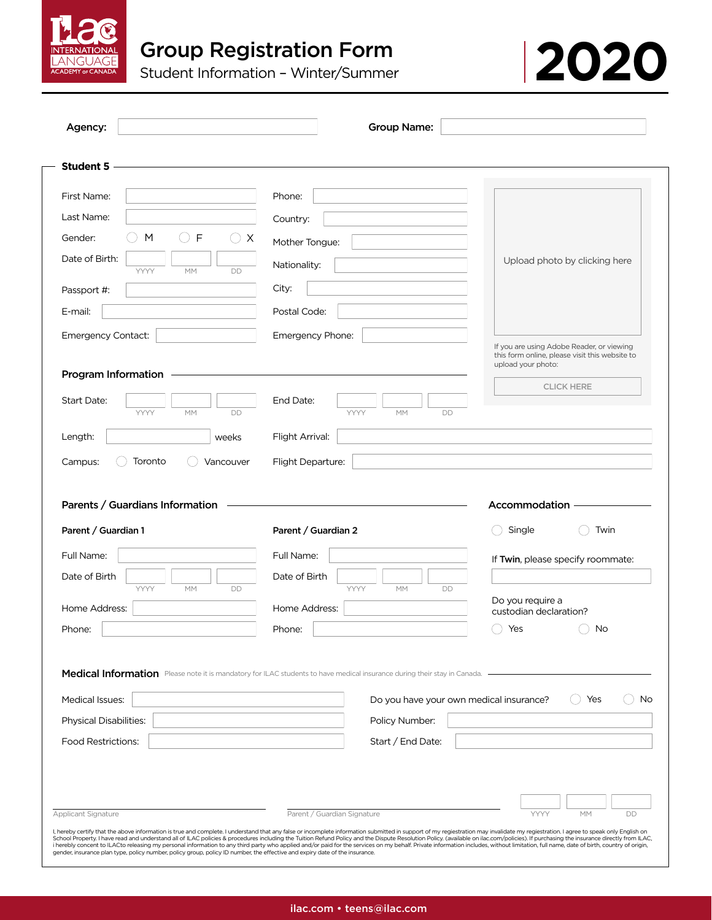ILAC INTERNATIONAL LANGUAGE ACADEMY of CANADA

# Group Registration Form

Student Information – Winter/Summer

**2020**

**Agency:** ______________ **Group Name:** ______________

## Student 5

First Name: ______________

Last Name: ______________

Gender: ◯ M ◯ F ◯ X

Date of Birth: ____ YYYY ____ MM ____ DD

Passport #: ______________

E-mail: ______________

Emergency Contact: ______________

Phone: ______________

Country: ______________

Mother Tongue: ______________

Nationality: ______________

City: ______________

Postal Code: ______________

Emergency Phone: ______________

Upload photo by clicking here

If you are using Adobe Reader, or viewing this form online, please visit this website to upload your photo:

CLICK HERE

### Program Information

Start Date: ____ YYYY ____ MM ____ DD

End Date: ____ YYYY ____ MM ____ DD

Length: ______ weeks

Flight Arrival: ______________

Campus: ◯ Toronto ◯ Vancouver

Flight Departure: ______________

### Parents / Guardians Information

**Parent / Guardian 1**

Full Name: ______________

Date of Birth ____ YYYY ____ MM ____ DD

Home Address: ______________

Phone: ______________

**Parent / Guardian 2**

Full Name: ______________

Date of Birth ____ YYYY ____ MM ____ DD

Home Address: ______________

Phone: ______________

### Accommodation

◯ Single ◯ Twin

If **Twin**, please specify roommate: ______________

Do you require a custodian declaration?

◯ Yes ◯ No

### Medical Information

Please note it is mandatory for ILAC students to have medical insurance during their stay in Canada.

Medical Issues: ______________

Physical Disabilities: ______________

Food Restrictions: ______________

Do you have your own medical insurance? ◯ Yes ◯ No

Policy Number: ______________

Start / End Date: ______________

______________ Applicant Signature

______________ Parent / Guardian Signature

____ YYYY ____ MM ____ DD

I, hereby certify that the above information is true and complete. I understand that any false or incomplete information submitted in support of my registration may invalidate my registration. I agree to speak only English on School Property. I have read and understand all of ILAC policies & procedures including the Tuition Refund Policy and the Dispute Resolution Policy. (available on ilac.com/policies). If purchasing the insurance directly from ILAC, i hereby concent to ILACto releasing my personal information to any third party who applied and/or paid for the services on my behalf. Private information includes, without limitation, full name, date of birth, country of origin, gender, insurance plan type, policy number, policy group, policy ID number, the effective and expiry date of the insurance.

ilac.com • teens@ilac.com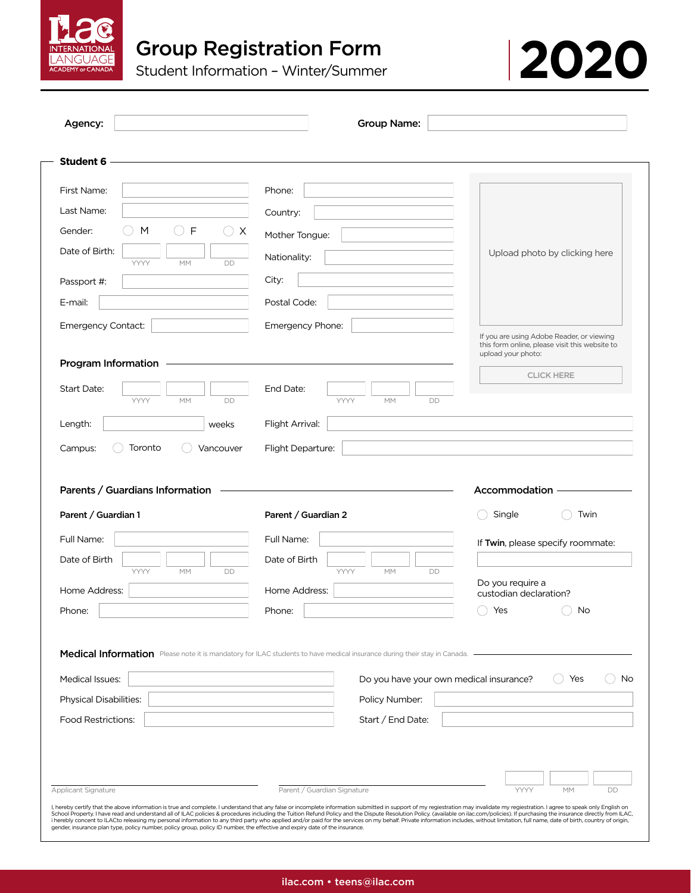# Group Registration Form

Student Information – Winter/Summer

2020

**Agency:**

**Group Name:**

## Student 6

First Name:

Last Name:

Gender: M F X

Date of Birth: YYYY MM DD

Passport #:

E-mail:

Emergency Contact:

Phone:

Country:

Mother Tongue:

Nationality:

City:

Postal Code:

Emergency Phone:

Upload photo by clicking here

If you are using Adobe Reader, or viewing this form online, please visit this website to upload your photo:

CLICK HERE

### Program Information

Start Date: YYYY MM DD

End Date: YYYY MM DD

Length: weeks

Flight Arrival:

Campus: Toronto Vancouver

Flight Departure:

### Parents / Guardians Information

**Parent / Guardian 1**

Full Name:

Date of Birth YYYY MM DD

Home Address:

Phone:

**Parent / Guardian 2**

Full Name:

Date of Birth YYYY MM DD

Home Address:

Phone:

### Accommodation

Single Twin

If **Twin**, please specify roommate:

Do you require a custodian declaration?

Yes No

### Medical Information

Please note it is mandatory for ILAC students to have medical insurance during their stay in Canada.

Medical Issues:

Physical Disabilities:

Food Restrictions:

Do you have your own medical insurance? Yes No

Policy Number:

Start / End Date:

Applicant Signature

Parent / Guardian Signature

YYYY MM DD

I, hereby certify that the above information is true and complete. I understand that any false or incomplete information submitted in support of my registration may invalidate my registration. I agree to speak only English on School Property. I have read and understand all of ILAC policies & procedures including the Tuition Refund Policy and the Dispute Resolution Policy. (available on ilac.com/policies). If purchasing the insurance directly from ILAC, i hereby concent to ILACto releasing my personal information to any third party who applied and/or paid for the services on my behalf. Private information includes, without limitation, full name, date of birth, country of origin, gender, insurance plan type, policy number, policy group, policy ID number, the effective and expiry date of the insurance.

ilac.com • teens@ilac.com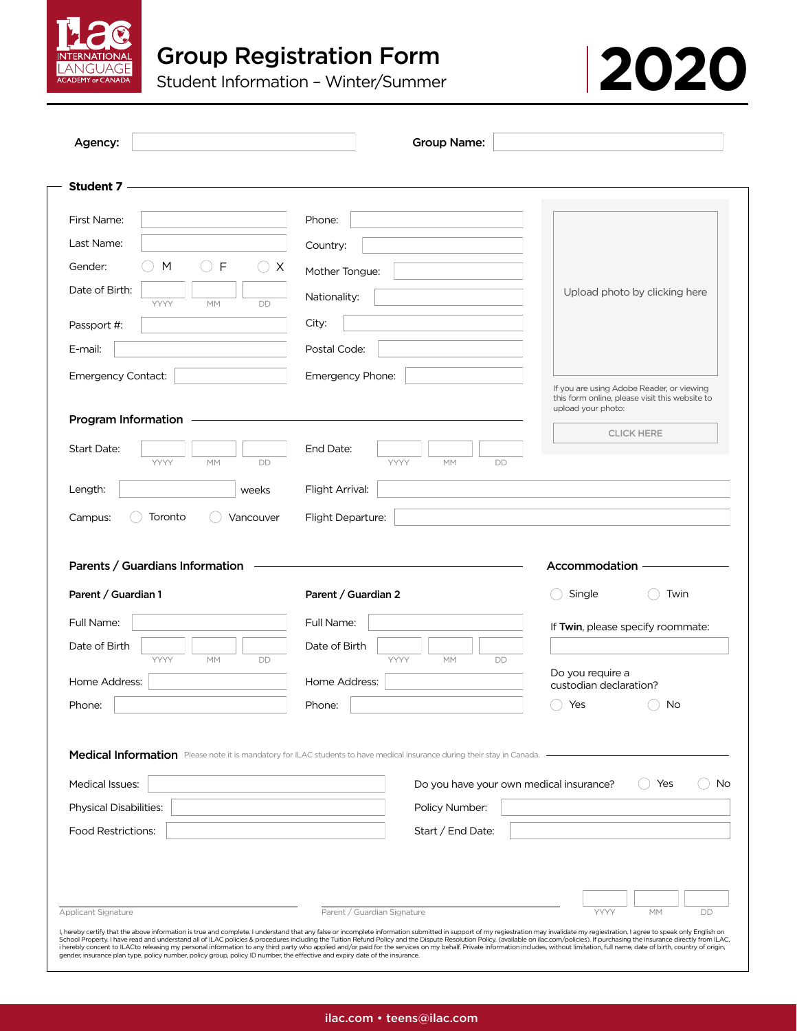ILAC INTERNATIONAL LANGUAGE ACADEMY of CANADA

# Group Registration Form

Student Information – Winter/Summer

**2020**

**Agency:** 

**Group Name:** 

## Student 7

First Name: 

Last Name: 

Gender: ◯ M ◯ F ◯ X

Date of Birth: YYYY MM DD

Passport #: 

E-mail: 

Emergency Contact: 

Phone: 

Country: 

Mother Tongue: 

Nationality: 

City: 

Postal Code: 

Emergency Phone: 

Upload photo by clicking here

If you are using Adobe Reader, or viewing this form online, please visit this website to upload your photo:

CLICK HERE

### Program Information

Start Date: YYYY MM DD

End Date: YYYY MM DD

Length: weeks

Flight Arrival: 

Campus: ◯ Toronto ◯ Vancouver

Flight Departure: 

### Parents / Guardians Information

**Parent / Guardian 1**

Full Name: 

Date of Birth YYYY MM DD

Home Address: 

Phone: 

**Parent / Guardian 2**

Full Name: 

Date of Birth YYYY MM DD

Home Address: 

Phone: 

### Accommodation

◯ Single ◯ Twin

If **Twin**, please specify roommate:

Do you require a custodian declaration?

◯ Yes ◯ No

### Medical Information

Please note it is mandatory for ILAC students to have medical insurance during their stay in Canada.

Medical Issues: 

Physical Disabilities: 

Food Restrictions: 

Do you have your own medical insurance? ◯ Yes ◯ No

Policy Number: 

Start / End Date: 

Applicant Signature

Parent / Guardian Signature

YYYY MM DD

I, hereby certify that the above information is true and complete. I understand that any false or incomplete information submitted in support of my registration may invalidate my registration. I agree to speak only English on School Property. I have read and understand all of ILAC policies & procedures including the Tuition Refund Policy and the Dispute Resolution Policy. (available on ilac.com/policies). If purchasing the insurance directly from ILAC, i hereby concent to ILACto releasing my personal information to any third party who applied and/or paid for the services on my behalf. Private information includes, without limitation, full name, date of birth, country of origin, gender, insurance plan type, policy number, policy group, policy ID number, the effective and expiry date of the insurance.

ilac.com • teens@ilac.com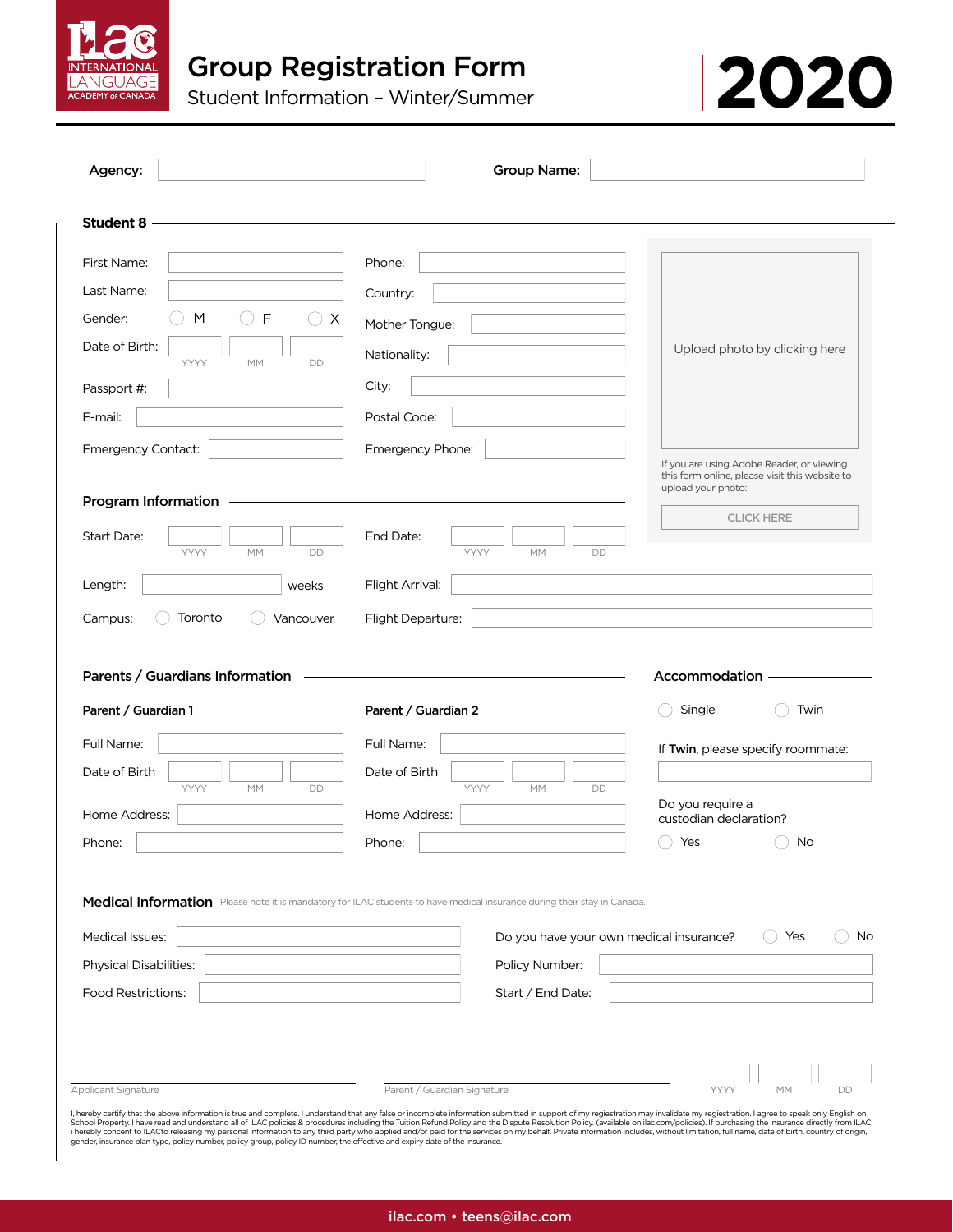# Group Registration Form

Student Information – Winter/Summer

**2020**

**Agency:** ____________ **Group Name:** ____________

## Student 8

First Name: ____________

Last Name: ____________

Gender: ◯ M ◯ F ◯ X

Date of Birth: ____ YYYY ____ MM ____ DD

Passport #: ____________

E-mail: ____________

Emergency Contact: ____________

Phone: ____________

Country: ____________

Mother Tongue: ____________

Nationality: ____________

City: ____________

Postal Code: ____________

Emergency Phone: ____________

Upload photo by clicking here

If you are using Adobe Reader, or viewing this form online, please visit this website to upload your photo:

CLICK HERE

### Program Information

Start Date: ____ YYYY ____ MM ____ DD

End Date: ____ YYYY ____ MM ____ DD

Length: ____________ weeks

Flight Arrival: ____________

Campus: ◯ Toronto ◯ Vancouver

Flight Departure: ____________

### Parents / Guardians Information

**Parent / Guardian 1**

Full Name: ____________

Date of Birth ____ YYYY ____ MM ____ DD

Home Address: ____________

Phone: ____________

**Parent / Guardian 2**

Full Name: ____________

Date of Birth ____ YYYY ____ MM ____ DD

Home Address: ____________

Phone: ____________

### Accommodation

◯ Single ◯ Twin

If **Twin**, please specify roommate: ____________

Do you require a custodian declaration?

◯ Yes ◯ No

### Medical Information

Please note it is mandatory for ILAC students to have medical insurance during their stay in Canada.

Medical Issues: ____________

Physical Disabilities: ____________

Food Restrictions: ____________

Do you have your own medical insurance? ◯ Yes ◯ No

Policy Number: ____________

Start / End Date: ____________

____________ Applicant Signature

____________ Parent / Guardian Signature

____ YYYY ____ MM ____ DD

I, hereby certify that the above information is true and complete. I understand that any false or incomplete information submitted in support of my registration may invalidate my registration. I agree to speak only English on School Property. I have read and understand all of ILAC policies & procedures including the Tuition Refund Policy and the Dispute Resolution Policy. (available on ilac.com/policies). If purchasing the insurance directly from ILAC, i hereby concent to ILACto releasing my personal information to any third party who applied and/or paid for the services on my behalf. Private information includes, without limitation, full name, date of birth, country of origin, gender, insurance plan type, policy number, policy group, policy ID number, the effective and expiry date of the insurance.

ilac.com • teens@ilac.com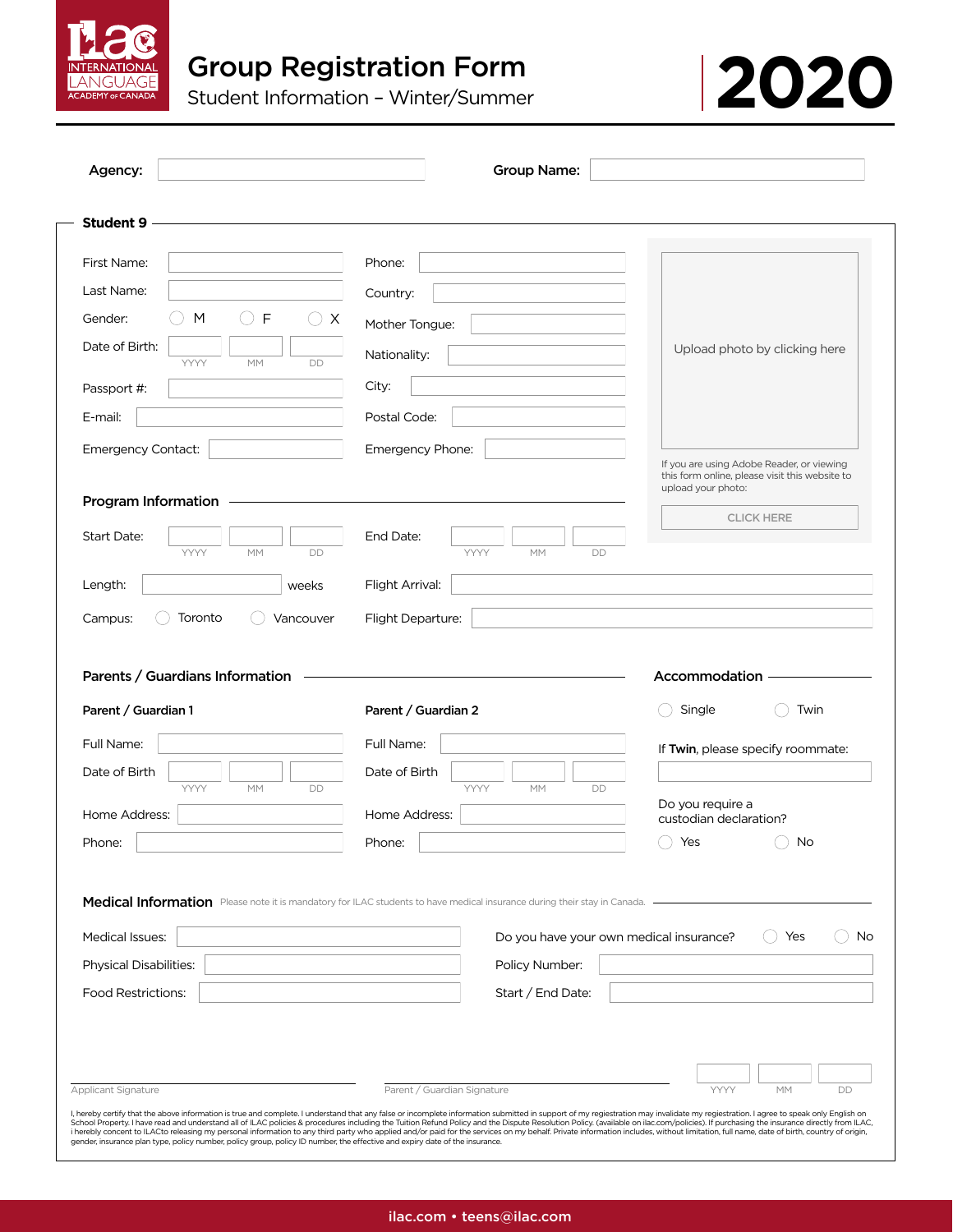ILAC INTERNATIONAL LANGUAGE ACADEMY of CANADA

# Group Registration Form

Student Information – Winter/Summer

# 2020

**Agency:**

**Group Name:**

## Student 9

First Name:

Last Name:

Gender: ◯ M ◯ F ◯ X

Date of Birth: YYYY MM DD

Passport #:

E-mail:

Emergency Contact:

Phone:

Country:

Mother Tongue:

Nationality:

City:

Postal Code:

Emergency Phone:

Upload photo by clicking here

If you are using Adobe Reader, or viewing this form online, please visit this website to upload your photo:

CLICK HERE

### Program Information

Start Date: YYYY MM DD

End Date: YYYY MM DD

Length: weeks

Flight Arrival:

Campus: ◯ Toronto ◯ Vancouver

Flight Departure:

### Parents / Guardians Information

**Parent / Guardian 1**

Full Name:

Date of Birth YYYY MM DD

Home Address:

Phone:

**Parent / Guardian 2**

Full Name:

Date of Birth YYYY MM DD

Home Address:

Phone:

### Accommodation

◯ Single ◯ Twin

If **Twin**, please specify roommate:

Do you require a custodian declaration?

◯ Yes ◯ No

### Medical Information

Please note it is mandatory for ILAC students to have medical insurance during their stay in Canada.

Medical Issues:

Physical Disabilities:

Food Restrictions:

Do you have your own medical insurance? ◯ Yes ◯ No

Policy Number:

Start / End Date:

Applicant Signature

Parent / Guardian Signature

YYYY MM DD

I, hereby certify that the above information is true and complete. I understand that any false or incomplete information submitted in support of my registration may invalidate my registration. I agree to speak only English on School Property. I have read and understand all of ILAC policies & procedures including the Tuition Refund Policy and the Dispute Resolution Policy. (available on ilac.com/policies). If purchasing the insurance directly from ILAC, i hereby concent to ILACto releasing my personal information to any third party who applied and/or paid for the services on my behalf. Private information includes, without limitation, full name, date of birth, country of origin, gender, insurance plan type, policy number, policy group, policy ID number, the effective and expiry date of the insurance.

ilac.com • teens@ilac.com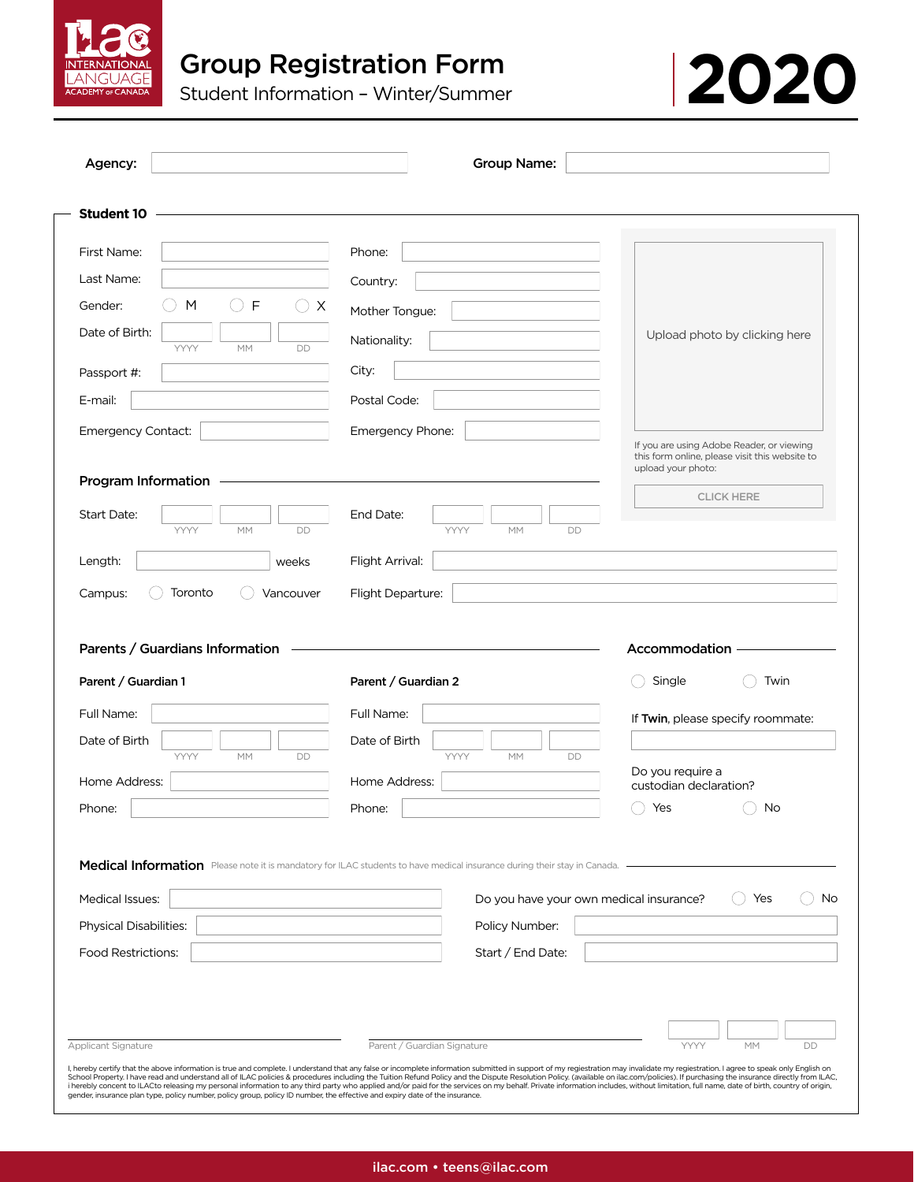ILAC INTERNATIONAL LANGUAGE ACADEMY of CANADA

# Group Registration Form

Student Information – Winter/Summer

**2020**

**Agency:** 

**Group Name:** 

## Student 10

First Name:

Last Name:

Gender: ◯ M ◯ F ◯ X

Date of Birth: YYYY MM DD

Passport #:

E-mail:

Emergency Contact:

Phone:

Country:

Mother Tongue:

Nationality:

City:

Postal Code:

Emergency Phone:

Upload photo by clicking here

If you are using Adobe Reader, or viewing this form online, please visit this website to upload your photo:

CLICK HERE

### Program Information

Start Date: YYYY MM DD

End Date: YYYY MM DD

Length: weeks

Flight Arrival:

Campus: ◯ Toronto ◯ Vancouver

Flight Departure:

### Parents / Guardians Information

**Parent / Guardian 1**

Full Name:

Date of Birth YYYY MM DD

Home Address:

Phone:

**Parent / Guardian 2**

Full Name:

Date of Birth YYYY MM DD

Home Address:

Phone:

### Accommodation

◯ Single ◯ Twin

If **Twin**, please specify roommate:

Do you require a custodian declaration?

◯ Yes ◯ No

### Medical Information

Please note it is mandatory for ILAC students to have medical insurance during their stay in Canada.

Medical Issues:

Physical Disabilities:

Food Restrictions:

Do you have your own medical insurance? ◯ Yes ◯ No

Policy Number:

Start / End Date:

Applicant Signature

Parent / Guardian Signature

YYYY MM DD

I, hereby certify that the above information is true and complete. I understand that any false or incomplete information submitted in support of my registration may invalidate my registration. I agree to speak only English on School Property. I have read and understand all of ILAC policies & procedures including the Tuition Refund Policy and the Dispute Resolution Policy. (available on ilac.com/policies). If purchasing the insurance directly from ILAC, i hereby concent to ILACto releasing my personal information to any third party who applied and/or paid for the services on my behalf. Private information includes, without limitation, full name, date of birth, country of origin, gender, insurance plan type, policy number, policy group, policy ID number, the effective and expiry date of the insurance.

ilac.com • teens@ilac.com